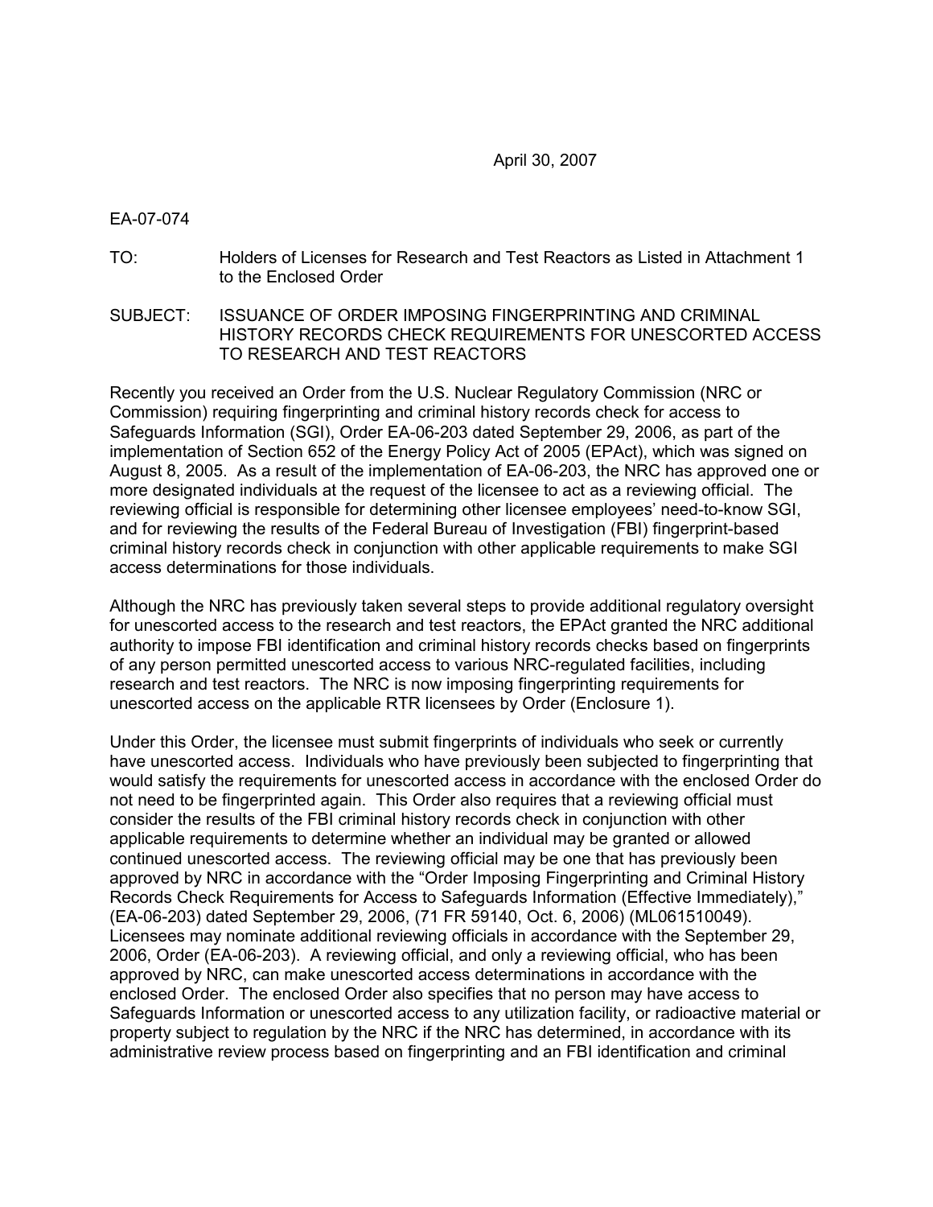April 30, 2007

EA-07-074

TO: Holders of Licenses for Research and Test Reactors as Listed in Attachment 1 to the Enclosed Order

SUBJECT: ISSUANCE OF ORDER IMPOSING FINGERPRINTING AND CRIMINAL HISTORY RECORDS CHECK REQUIREMENTS FOR UNESCORTED ACCESS TO RESEARCH AND TEST REACTORS

Recently you received an Order from the U.S. Nuclear Regulatory Commission (NRC or Commission) requiring fingerprinting and criminal history records check for access to Safeguards Information (SGI), Order EA-06-203 dated September 29, 2006, as part of the implementation of Section 652 of the Energy Policy Act of 2005 (EPAct), which was signed on August 8, 2005. As a result of the implementation of EA-06-203, the NRC has approved one or more designated individuals at the request of the licensee to act as a reviewing official. The reviewing official is responsible for determining other licensee employees' need-to-know SGI, and for reviewing the results of the Federal Bureau of Investigation (FBI) fingerprint-based criminal history records check in conjunction with other applicable requirements to make SGI access determinations for those individuals.

Although the NRC has previously taken several steps to provide additional regulatory oversight for unescorted access to the research and test reactors, the EPAct granted the NRC additional authority to impose FBI identification and criminal history records checks based on fingerprints of any person permitted unescorted access to various NRC-regulated facilities, including research and test reactors. The NRC is now imposing fingerprinting requirements for unescorted access on the applicable RTR licensees by Order (Enclosure 1).

Under this Order, the licensee must submit fingerprints of individuals who seek or currently have unescorted access. Individuals who have previously been subjected to fingerprinting that would satisfy the requirements for unescorted access in accordance with the enclosed Order do not need to be fingerprinted again. This Order also requires that a reviewing official must consider the results of the FBI criminal history records check in conjunction with other applicable requirements to determine whether an individual may be granted or allowed continued unescorted access. The reviewing official may be one that has previously been approved by NRC in accordance with the "Order Imposing Fingerprinting and Criminal History Records Check Requirements for Access to Safeguards Information (Effective Immediately)," (EA-06-203) dated September 29, 2006, (71 FR 59140, Oct. 6, 2006) (ML061510049). Licensees may nominate additional reviewing officials in accordance with the September 29, 2006, Order (EA-06-203). A reviewing official, and only a reviewing official, who has been approved by NRC, can make unescorted access determinations in accordance with the enclosed Order. The enclosed Order also specifies that no person may have access to Safeguards Information or unescorted access to any utilization facility, or radioactive material or property subject to regulation by the NRC if the NRC has determined, in accordance with its administrative review process based on fingerprinting and an FBI identification and criminal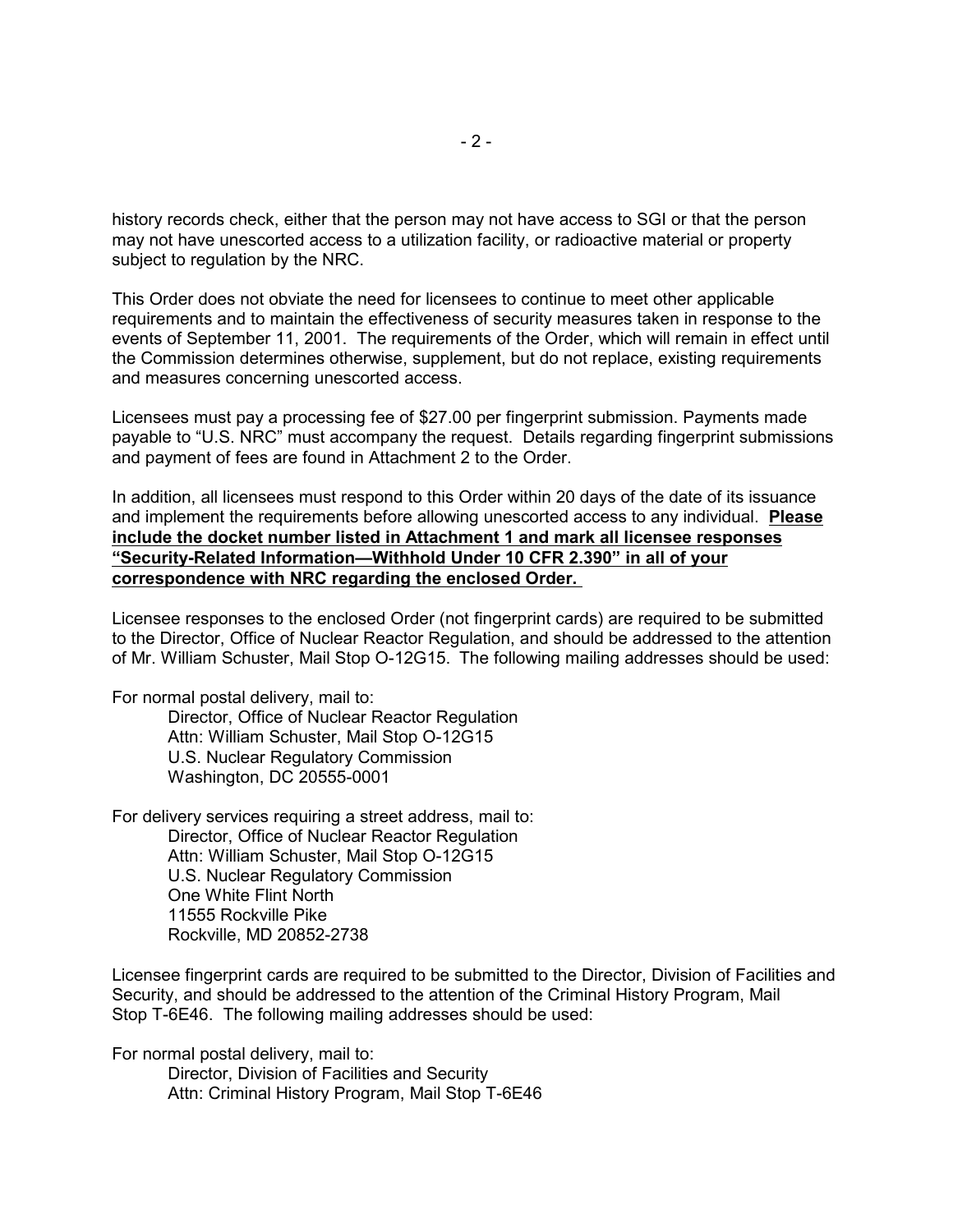history records check, either that the person may not have access to SGI or that the person may not have unescorted access to a utilization facility, or radioactive material or property subject to regulation by the NRC.

This Order does not obviate the need for licensees to continue to meet other applicable requirements and to maintain the effectiveness of security measures taken in response to the events of September 11, 2001. The requirements of the Order, which will remain in effect until the Commission determines otherwise, supplement, but do not replace, existing requirements and measures concerning unescorted access.

Licensees must pay a processing fee of $27.00 per fingerprint submission. Payments made payable to "U.S. NRC" must accompany the request. Details regarding fingerprint submissions and payment of fees are found in Attachment 2 to the Order.

In addition, all licensees must respond to this Order within 20 days of the date of its issuance and implement the requirements before allowing unescorted access to any individual. **Please include the docket number listed in Attachment 1 and mark all licensee responses "Security-Related Information—Withhold Under 10 CFR 2.390" in all of your correspondence with NRC regarding the enclosed Order.**

Licensee responses to the enclosed Order (not fingerprint cards) are required to be submitted to the Director, Office of Nuclear Reactor Regulation, and should be addressed to the attention of Mr. William Schuster, Mail Stop O-12G15. The following mailing addresses should be used:

For normal postal delivery, mail to:

Director, Office of Nuclear Reactor Regulation
Attn: William Schuster, Mail Stop O-12G15
U.S. Nuclear Regulatory Commission
Washington, DC 20555-0001

For delivery services requiring a street address, mail to:

Director, Office of Nuclear Reactor Regulation
Attn: William Schuster, Mail Stop O-12G15
U.S. Nuclear Regulatory Commission
One White Flint North
11555 Rockville Pike
Rockville, MD 20852-2738

Licensee fingerprint cards are required to be submitted to the Director, Division of Facilities and Security, and should be addressed to the attention of the Criminal History Program, Mail Stop T-6E46. The following mailing addresses should be used:

For normal postal delivery, mail to:

Director, Division of Facilities and Security
Attn: Criminal History Program, Mail Stop T-6E46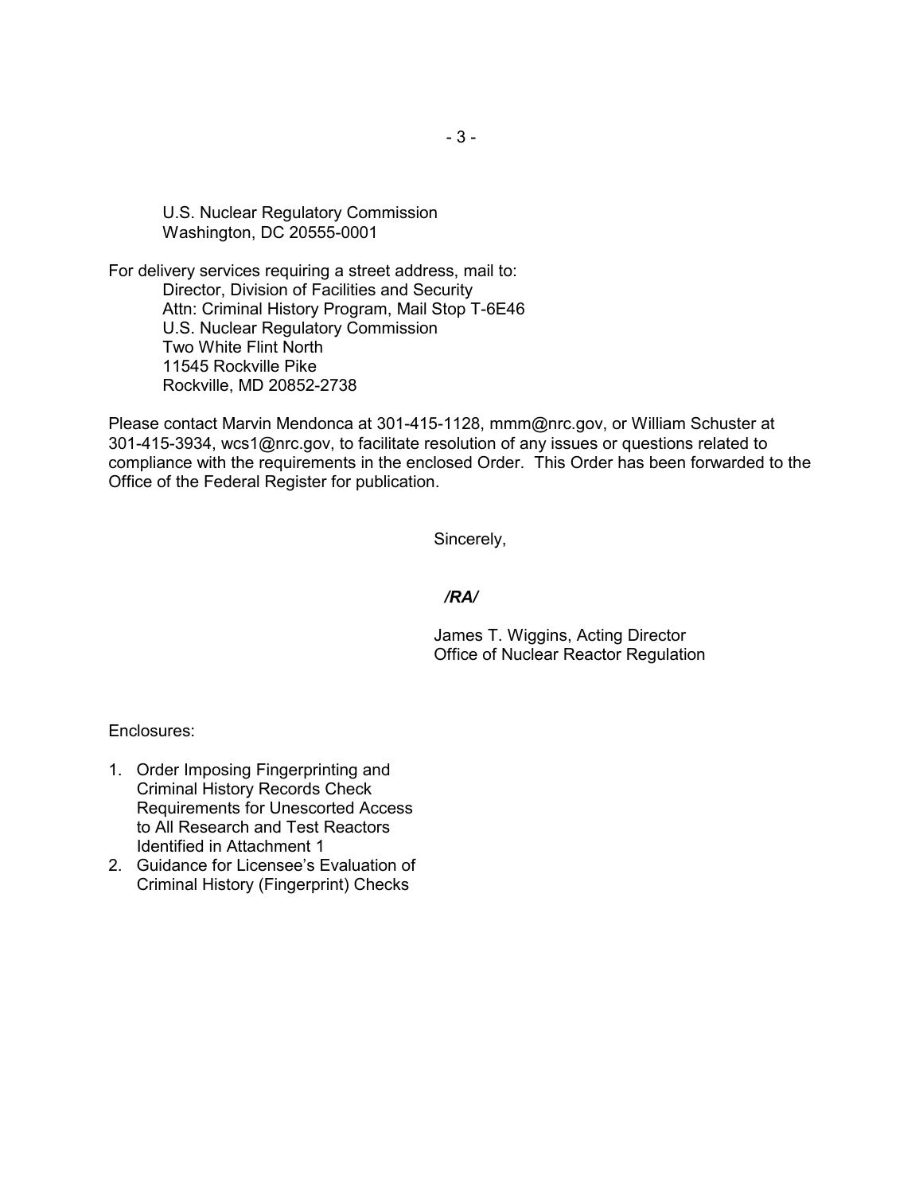U.S. Nuclear Regulatory Commission
Washington, DC 20555-0001

For delivery services requiring a street address, mail to:

Director, Division of Facilities and Security
Attn: Criminal History Program, Mail Stop T-6E46
U.S. Nuclear Regulatory Commission
Two White Flint North
11545 Rockville Pike
Rockville, MD 20852-2738

Please contact Marvin Mendonca at 301-415-1128, mmm@nrc.gov, or William Schuster at 301-415-3934, wcs1@nrc.gov, to facilitate resolution of any issues or questions related to compliance with the requirements in the enclosed Order. This Order has been forwarded to the Office of the Federal Register for publication.

Sincerely,

*/RA/*

James T. Wiggins, Acting Director
Office of Nuclear Reactor Regulation

Enclosures:

1. Order Imposing Fingerprinting and Criminal History Records Check Requirements for Unescorted Access to All Research and Test Reactors Identified in Attachment 1
2. Guidance for Licensee's Evaluation of Criminal History (Fingerprint) Checks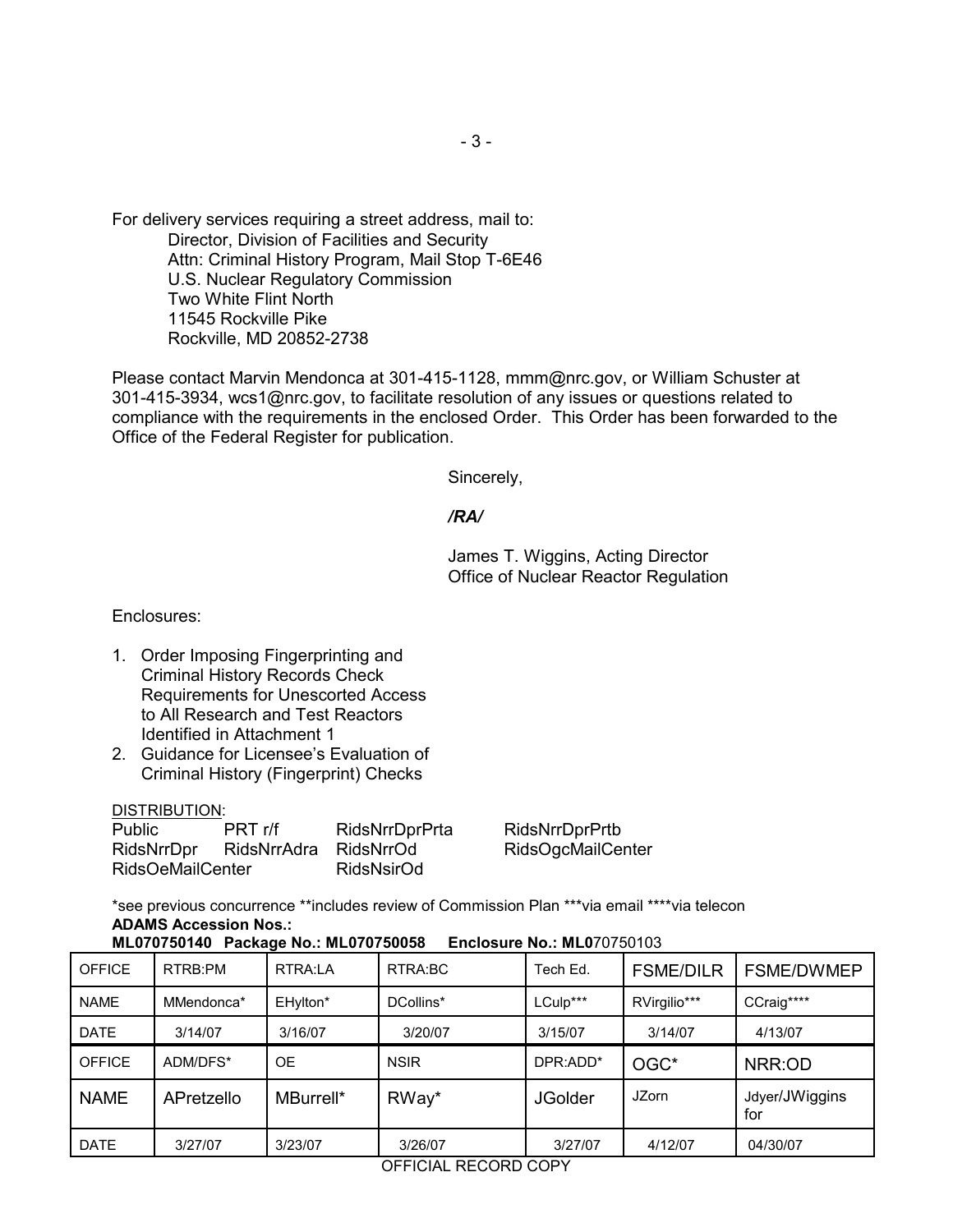For delivery services requiring a street address, mail to:

Director, Division of Facilities and Security
Attn: Criminal History Program, Mail Stop T-6E46
U.S. Nuclear Regulatory Commission
Two White Flint North
11545 Rockville Pike
Rockville, MD 20852-2738

Please contact Marvin Mendonca at 301-415-1128, mmm@nrc.gov, or William Schuster at 301-415-3934, wcs1@nrc.gov, to facilitate resolution of any issues or questions related to compliance with the requirements in the enclosed Order. This Order has been forwarded to the Office of the Federal Register for publication.

Sincerely,

*/RA/*

James T. Wiggins, Acting Director
Office of Nuclear Reactor Regulation

Enclosures:

1. Order Imposing Fingerprinting and Criminal History Records Check Requirements for Unescorted Access to All Research and Test Reactors Identified in Attachment 1
2. Guidance for Licensee's Evaluation of Criminal History (Fingerprint) Checks

DISTRIBUTION:

Public PRT r/f RidsNrrDprPrta RidsNrrDprPrtb
RidsNrrDpr RidsNrrAdra RidsNrrOd RidsOgcMailCenter
RidsOeMailCenter RidsNsirOd

*see previous concurrence **includes review of Commission Plan ***via email ****via telecon

**ADAMS Accession Nos.:**
**ML070750140 Package No.: ML070750058 Enclosure No.: ML0**70750103

| OFFICE | RTRB:PM | RTRA:LA | RTRA:BC | Tech Ed. | FSME/DILR | FSME/DWMEP |
|---|---|---|---|---|---|---|
| NAME | MMendonca* | EHylton* | DCollins* | LCulp*** | RVirgilio*** | CCraig**** |
| DATE | 3/14/07 | 3/16/07 | 3/20/07 | 3/15/07 | 3/14/07 | 4/13/07 |
| OFFICE | ADM/DFS* | OE | NSIR | DPR:ADD* | OGC* | NRR:OD |
| NAME | APretzello | MBurrell* | RWay* | JGolder | JZorn | Jdyer/JWiggins for |
| DATE | 3/27/07 | 3/23/07 | 3/26/07 | 3/27/07 | 4/12/07 | 04/30/07 |

OFFICIAL RECORD COPY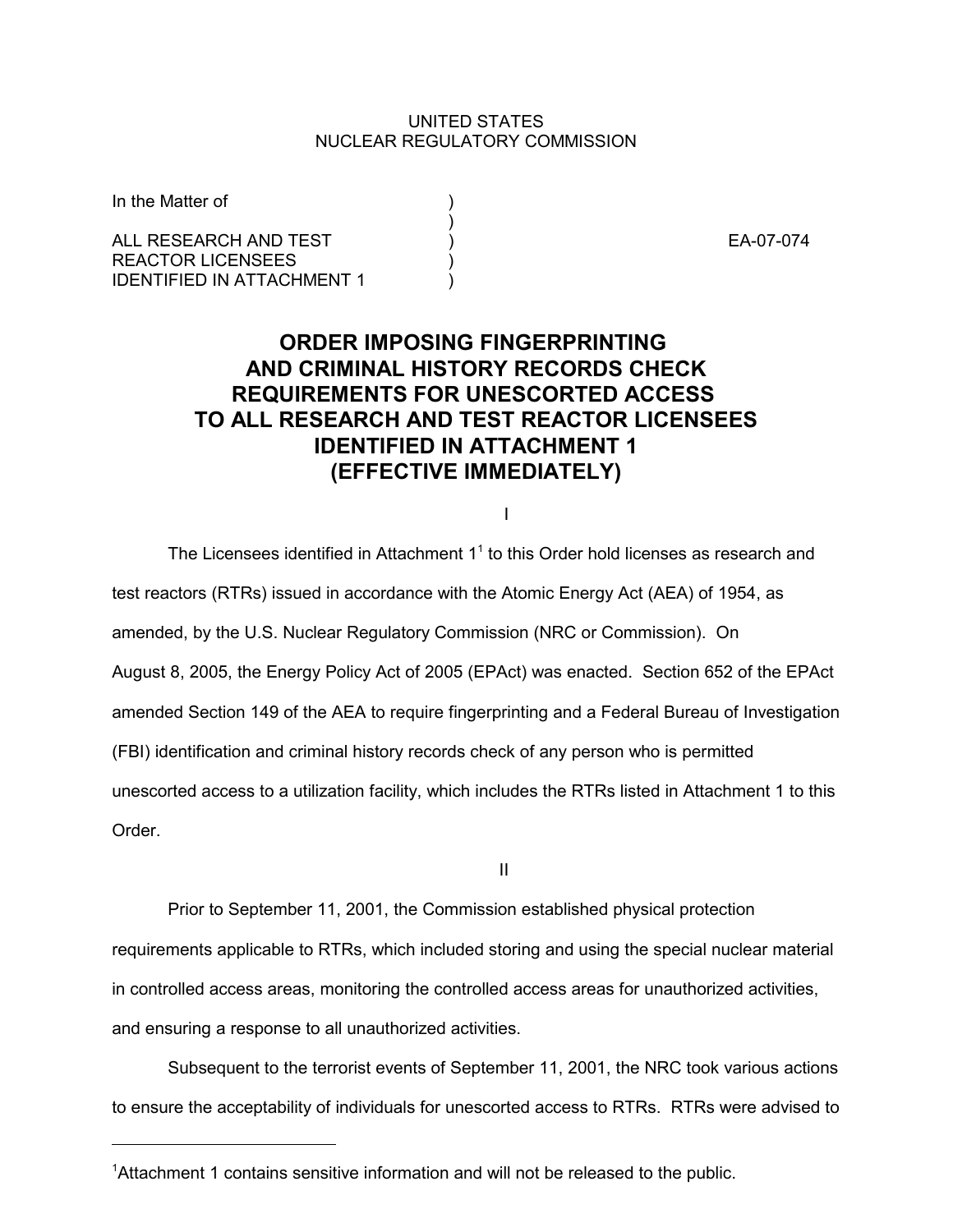UNITED STATES
NUCLEAR REGULATORY COMMISSION

```
In the Matter of                    )
                                    )
ALL RESEARCH AND TEST               )          EA-07-074
REACTOR LICENSEES                   )
IDENTIFIED IN ATTACHMENT 1          )
```

# ORDER IMPOSING FINGERPRINTING AND CRIMINAL HISTORY RECORDS CHECK REQUIREMENTS FOR UNESCORTED ACCESS TO ALL RESEARCH AND TEST REACTOR LICENSEES IDENTIFIED IN ATTACHMENT 1 (EFFECTIVE IMMEDIATELY)

I

The Licensees identified in Attachment 1[1] to this Order hold licenses as research and test reactors (RTRs) issued in accordance with the Atomic Energy Act (AEA) of 1954, as amended, by the U.S. Nuclear Regulatory Commission (NRC or Commission). On August 8, 2005, the Energy Policy Act of 2005 (EPAct) was enacted. Section 652 of the EPAct amended Section 149 of the AEA to require fingerprinting and a Federal Bureau of Investigation (FBI) identification and criminal history records check of any person who is permitted unescorted access to a utilization facility, which includes the RTRs listed in Attachment 1 to this Order.

II

Prior to September 11, 2001, the Commission established physical protection requirements applicable to RTRs, which included storing and using the special nuclear material in controlled access areas, monitoring the controlled access areas for unauthorized activities, and ensuring a response to all unauthorized activities.

Subsequent to the terrorist events of September 11, 2001, the NRC took various actions to ensure the acceptability of individuals for unescorted access to RTRs. RTRs were advised to

---

[1]Attachment 1 contains sensitive information and will not be released to the public.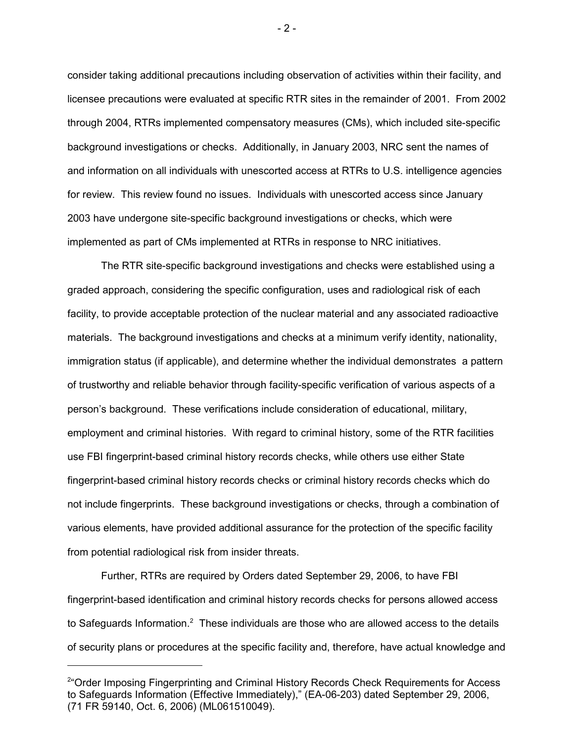consider taking additional precautions including observation of activities within their facility, and licensee precautions were evaluated at specific RTR sites in the remainder of 2001. From 2002 through 2004, RTRs implemented compensatory measures (CMs), which included site-specific background investigations or checks. Additionally, in January 2003, NRC sent the names of and information on all individuals with unescorted access at RTRs to U.S. intelligence agencies for review. This review found no issues. Individuals with unescorted access since January 2003 have undergone site-specific background investigations or checks, which were implemented as part of CMs implemented at RTRs in response to NRC initiatives.

The RTR site-specific background investigations and checks were established using a graded approach, considering the specific configuration, uses and radiological risk of each facility, to provide acceptable protection of the nuclear material and any associated radioactive materials. The background investigations and checks at a minimum verify identity, nationality, immigration status (if applicable), and determine whether the individual demonstrates a pattern of trustworthy and reliable behavior through facility-specific verification of various aspects of a person's background. These verifications include consideration of educational, military, employment and criminal histories. With regard to criminal history, some of the RTR facilities use FBI fingerprint-based criminal history records checks, while others use either State fingerprint-based criminal history records checks or criminal history records checks which do not include fingerprints. These background investigations or checks, through a combination of various elements, have provided additional assurance for the protection of the specific facility from potential radiological risk from insider threats.

Further, RTRs are required by Orders dated September 29, 2006, to have FBI fingerprint-based identification and criminal history records checks for persons allowed access to Safeguards Information.[2] These individuals are those who are allowed access to the details of security plans or procedures at the specific facility and, therefore, have actual knowledge and

---

[2] "Order Imposing Fingerprinting and Criminal History Records Check Requirements for Access to Safeguards Information (Effective Immediately)," (EA-06-203) dated September 29, 2006, (71 FR 59140, Oct. 6, 2006) (ML061510049).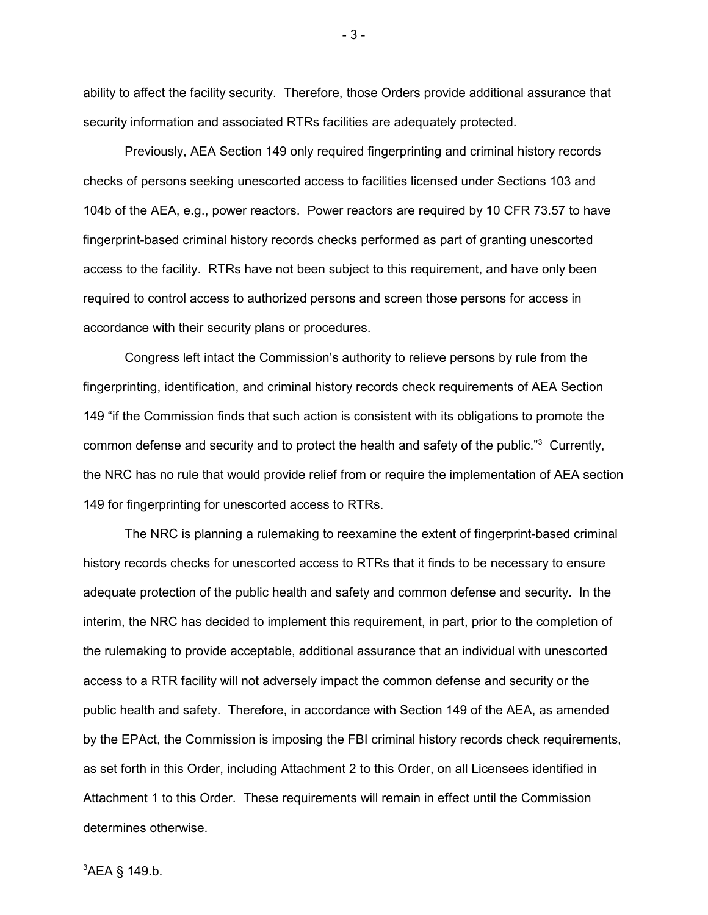ability to affect the facility security. Therefore, those Orders provide additional assurance that security information and associated RTRs facilities are adequately protected.

Previously, AEA Section 149 only required fingerprinting and criminal history records checks of persons seeking unescorted access to facilities licensed under Sections 103 and 104b of the AEA, e.g., power reactors. Power reactors are required by 10 CFR 73.57 to have fingerprint-based criminal history records checks performed as part of granting unescorted access to the facility. RTRs have not been subject to this requirement, and have only been required to control access to authorized persons and screen those persons for access in accordance with their security plans or procedures.

Congress left intact the Commission's authority to relieve persons by rule from the fingerprinting, identification, and criminal history records check requirements of AEA Section 149 "if the Commission finds that such action is consistent with its obligations to promote the common defense and security and to protect the health and safety of the public."[3] Currently, the NRC has no rule that would provide relief from or require the implementation of AEA section 149 for fingerprinting for unescorted access to RTRs.

The NRC is planning a rulemaking to reexamine the extent of fingerprint-based criminal history records checks for unescorted access to RTRs that it finds to be necessary to ensure adequate protection of the public health and safety and common defense and security. In the interim, the NRC has decided to implement this requirement, in part, prior to the completion of the rulemaking to provide acceptable, additional assurance that an individual with unescorted access to a RTR facility will not adversely impact the common defense and security or the public health and safety. Therefore, in accordance with Section 149 of the AEA, as amended by the EPAct, the Commission is imposing the FBI criminal history records check requirements, as set forth in this Order, including Attachment 2 to this Order, on all Licensees identified in Attachment 1 to this Order. These requirements will remain in effect until the Commission determines otherwise.

---

[3] AEA § 149.b.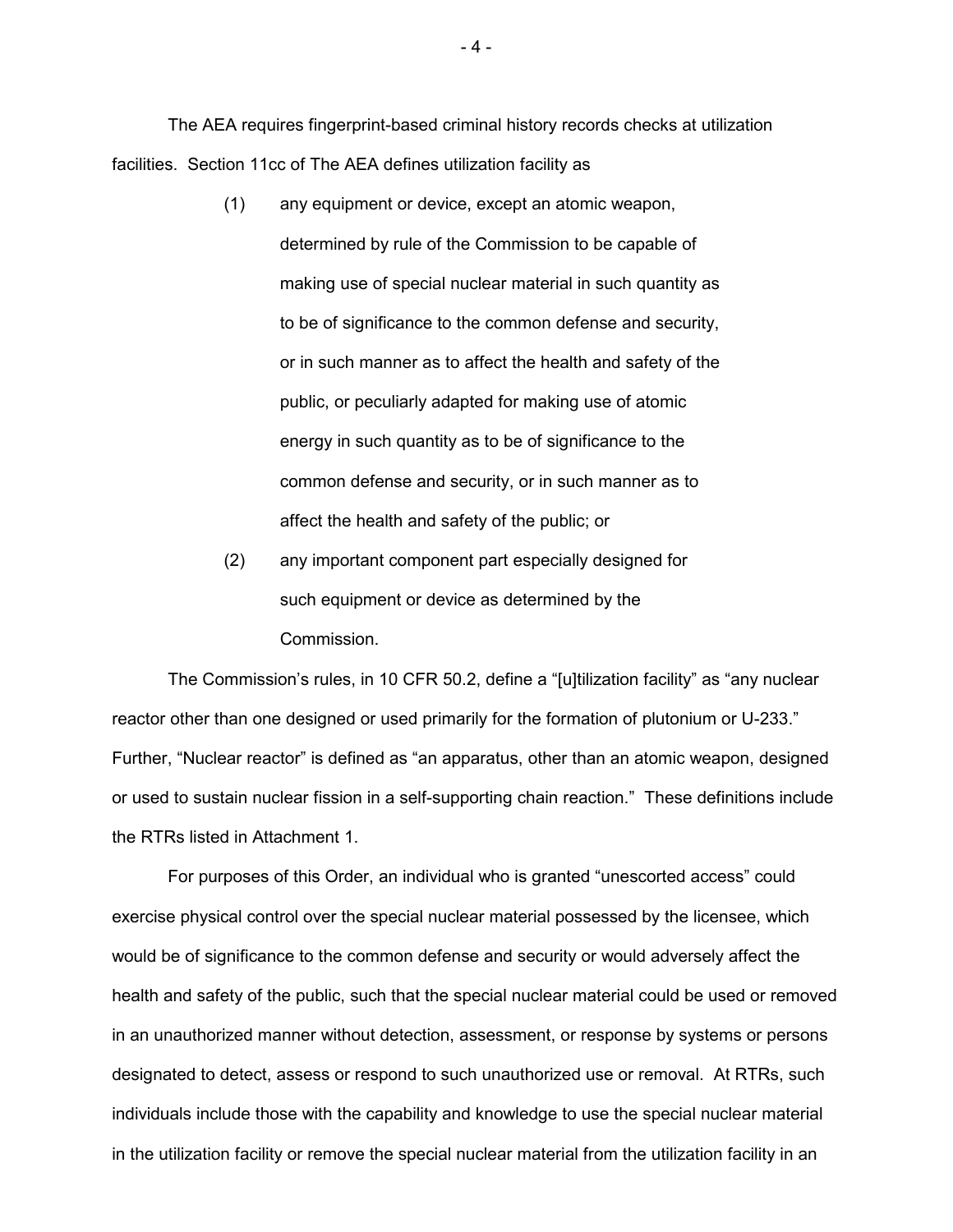The AEA requires fingerprint-based criminal history records checks at utilization facilities. Section 11cc of The AEA defines utilization facility as

> (1) any equipment or device, except an atomic weapon, determined by rule of the Commission to be capable of making use of special nuclear material in such quantity as to be of significance to the common defense and security, or in such manner as to affect the health and safety of the public, or peculiarly adapted for making use of atomic energy in such quantity as to be of significance to the common defense and security, or in such manner as to affect the health and safety of the public; or
>
> (2) any important component part especially designed for such equipment or device as determined by the Commission.

The Commission's rules, in 10 CFR 50.2, define a "[u]tilization facility" as "any nuclear reactor other than one designed or used primarily for the formation of plutonium or U-233." Further, "Nuclear reactor" is defined as "an apparatus, other than an atomic weapon, designed or used to sustain nuclear fission in a self-supporting chain reaction." These definitions include the RTRs listed in Attachment 1.

For purposes of this Order, an individual who is granted "unescorted access" could exercise physical control over the special nuclear material possessed by the licensee, which would be of significance to the common defense and security or would adversely affect the health and safety of the public, such that the special nuclear material could be used or removed in an unauthorized manner without detection, assessment, or response by systems or persons designated to detect, assess or respond to such unauthorized use or removal. At RTRs, such individuals include those with the capability and knowledge to use the special nuclear material in the utilization facility or remove the special nuclear material from the utilization facility in an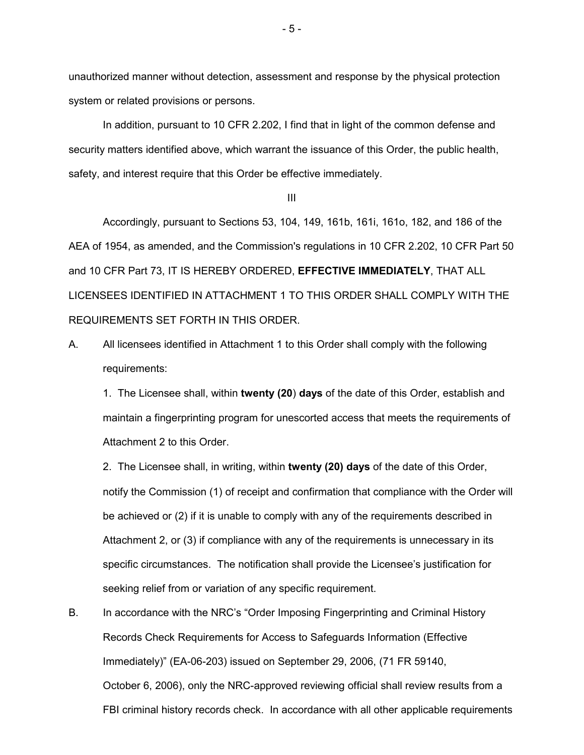unauthorized manner without detection, assessment and response by the physical protection system or related provisions or persons.

In addition, pursuant to 10 CFR 2.202, I find that in light of the common defense and security matters identified above, which warrant the issuance of this Order, the public health, safety, and interest require that this Order be effective immediately.

III

Accordingly, pursuant to Sections 53, 104, 149, 161b, 161i, 161o, 182, and 186 of the AEA of 1954, as amended, and the Commission's regulations in 10 CFR 2.202, 10 CFR Part 50 and 10 CFR Part 73, IT IS HEREBY ORDERED, **EFFECTIVE IMMEDIATELY**, THAT ALL LICENSEES IDENTIFIED IN ATTACHMENT 1 TO THIS ORDER SHALL COMPLY WITH THE REQUIREMENTS SET FORTH IN THIS ORDER.

A. All licensees identified in Attachment 1 to this Order shall comply with the following requirements:

   1. The Licensee shall, within **twenty (20**) **days** of the date of this Order, establish and maintain a fingerprinting program for unescorted access that meets the requirements of Attachment 2 to this Order.

   2. The Licensee shall, in writing, within **twenty (20) days** of the date of this Order, notify the Commission (1) of receipt and confirmation that compliance with the Order will be achieved or (2) if it is unable to comply with any of the requirements described in Attachment 2, or (3) if compliance with any of the requirements is unnecessary in its specific circumstances. The notification shall provide the Licensee's justification for seeking relief from or variation of any specific requirement.

B. In accordance with the NRC's "Order Imposing Fingerprinting and Criminal History Records Check Requirements for Access to Safeguards Information (Effective Immediately)" (EA-06-203) issued on September 29, 2006, (71 FR 59140, October 6, 2006), only the NRC-approved reviewing official shall review results from a FBI criminal history records check. In accordance with all other applicable requirements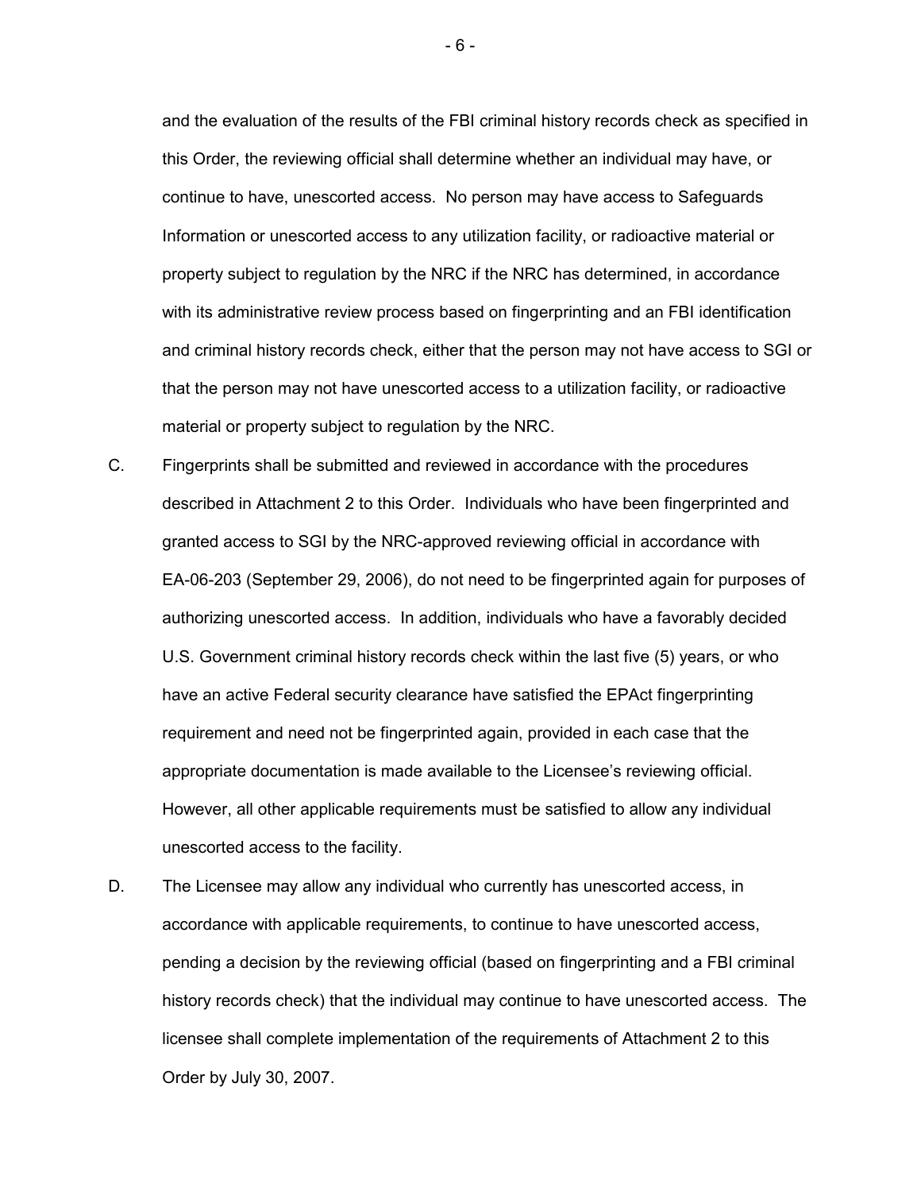and the evaluation of the results of the FBI criminal history records check as specified in this Order, the reviewing official shall determine whether an individual may have, or continue to have, unescorted access. No person may have access to Safeguards Information or unescorted access to any utilization facility, or radioactive material or property subject to regulation by the NRC if the NRC has determined, in accordance with its administrative review process based on fingerprinting and an FBI identification and criminal history records check, either that the person may not have access to SGI or that the person may not have unescorted access to a utilization facility, or radioactive material or property subject to regulation by the NRC.

C. Fingerprints shall be submitted and reviewed in accordance with the procedures described in Attachment 2 to this Order. Individuals who have been fingerprinted and granted access to SGI by the NRC-approved reviewing official in accordance with EA-06-203 (September 29, 2006), do not need to be fingerprinted again for purposes of authorizing unescorted access. In addition, individuals who have a favorably decided U.S. Government criminal history records check within the last five (5) years, or who have an active Federal security clearance have satisfied the EPAct fingerprinting requirement and need not be fingerprinted again, provided in each case that the appropriate documentation is made available to the Licensee's reviewing official. However, all other applicable requirements must be satisfied to allow any individual unescorted access to the facility.

D. The Licensee may allow any individual who currently has unescorted access, in accordance with applicable requirements, to continue to have unescorted access, pending a decision by the reviewing official (based on fingerprinting and a FBI criminal history records check) that the individual may continue to have unescorted access. The licensee shall complete implementation of the requirements of Attachment 2 to this Order by July 30, 2007.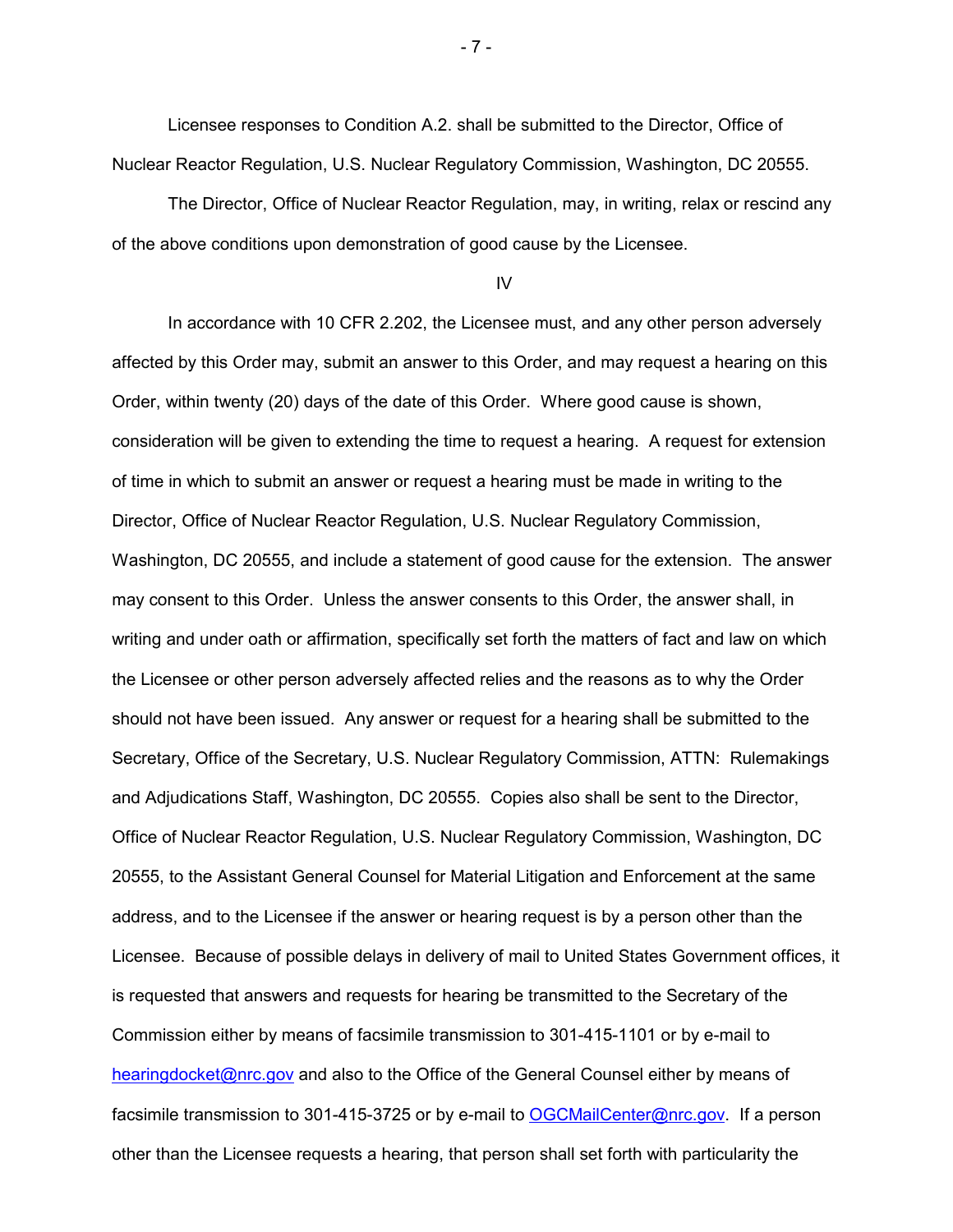Licensee responses to Condition A.2. shall be submitted to the Director, Office of Nuclear Reactor Regulation, U.S. Nuclear Regulatory Commission, Washington, DC 20555.

The Director, Office of Nuclear Reactor Regulation, may, in writing, relax or rescind any of the above conditions upon demonstration of good cause by the Licensee.

IV

In accordance with 10 CFR 2.202, the Licensee must, and any other person adversely affected by this Order may, submit an answer to this Order, and may request a hearing on this Order, within twenty (20) days of the date of this Order. Where good cause is shown, consideration will be given to extending the time to request a hearing. A request for extension of time in which to submit an answer or request a hearing must be made in writing to the Director, Office of Nuclear Reactor Regulation, U.S. Nuclear Regulatory Commission, Washington, DC 20555, and include a statement of good cause for the extension. The answer may consent to this Order. Unless the answer consents to this Order, the answer shall, in writing and under oath or affirmation, specifically set forth the matters of fact and law on which the Licensee or other person adversely affected relies and the reasons as to why the Order should not have been issued. Any answer or request for a hearing shall be submitted to the Secretary, Office of the Secretary, U.S. Nuclear Regulatory Commission, ATTN: Rulemakings and Adjudications Staff, Washington, DC 20555. Copies also shall be sent to the Director, Office of Nuclear Reactor Regulation, U.S. Nuclear Regulatory Commission, Washington, DC 20555, to the Assistant General Counsel for Material Litigation and Enforcement at the same address, and to the Licensee if the answer or hearing request is by a person other than the Licensee. Because of possible delays in delivery of mail to United States Government offices, it is requested that answers and requests for hearing be transmitted to the Secretary of the Commission either by means of facsimile transmission to 301-415-1101 or by e-mail to hearingdocket@nrc.gov and also to the Office of the General Counsel either by means of facsimile transmission to 301-415-3725 or by e-mail to OGCMailCenter@nrc.gov. If a person other than the Licensee requests a hearing, that person shall set forth with particularity the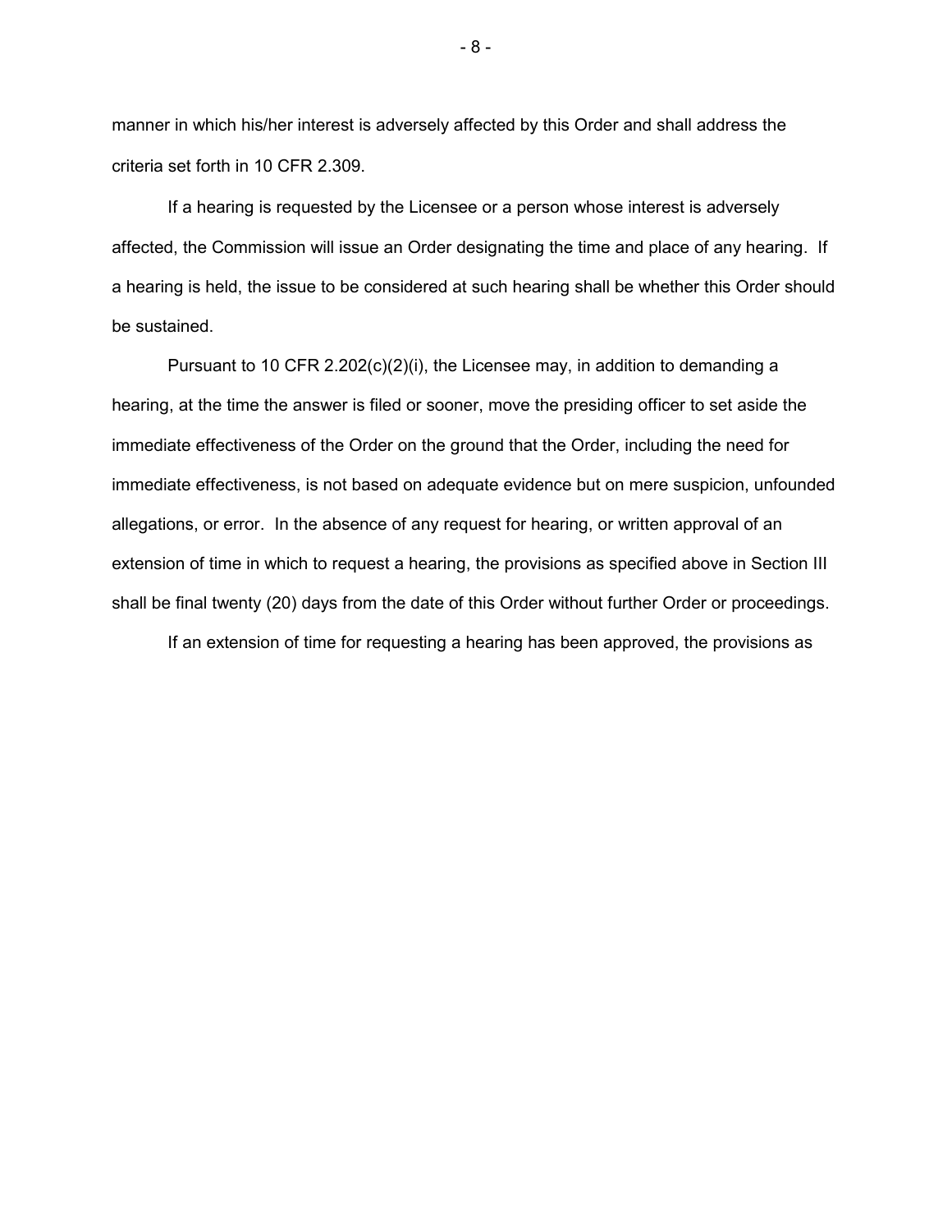manner in which his/her interest is adversely affected by this Order and shall address the criteria set forth in 10 CFR 2.309.

If a hearing is requested by the Licensee or a person whose interest is adversely affected, the Commission will issue an Order designating the time and place of any hearing. If a hearing is held, the issue to be considered at such hearing shall be whether this Order should be sustained.

Pursuant to 10 CFR 2.202(c)(2)(i), the Licensee may, in addition to demanding a hearing, at the time the answer is filed or sooner, move the presiding officer to set aside the immediate effectiveness of the Order on the ground that the Order, including the need for immediate effectiveness, is not based on adequate evidence but on mere suspicion, unfounded allegations, or error. In the absence of any request for hearing, or written approval of an extension of time in which to request a hearing, the provisions as specified above in Section III shall be final twenty (20) days from the date of this Order without further Order or proceedings.

If an extension of time for requesting a hearing has been approved, the provisions as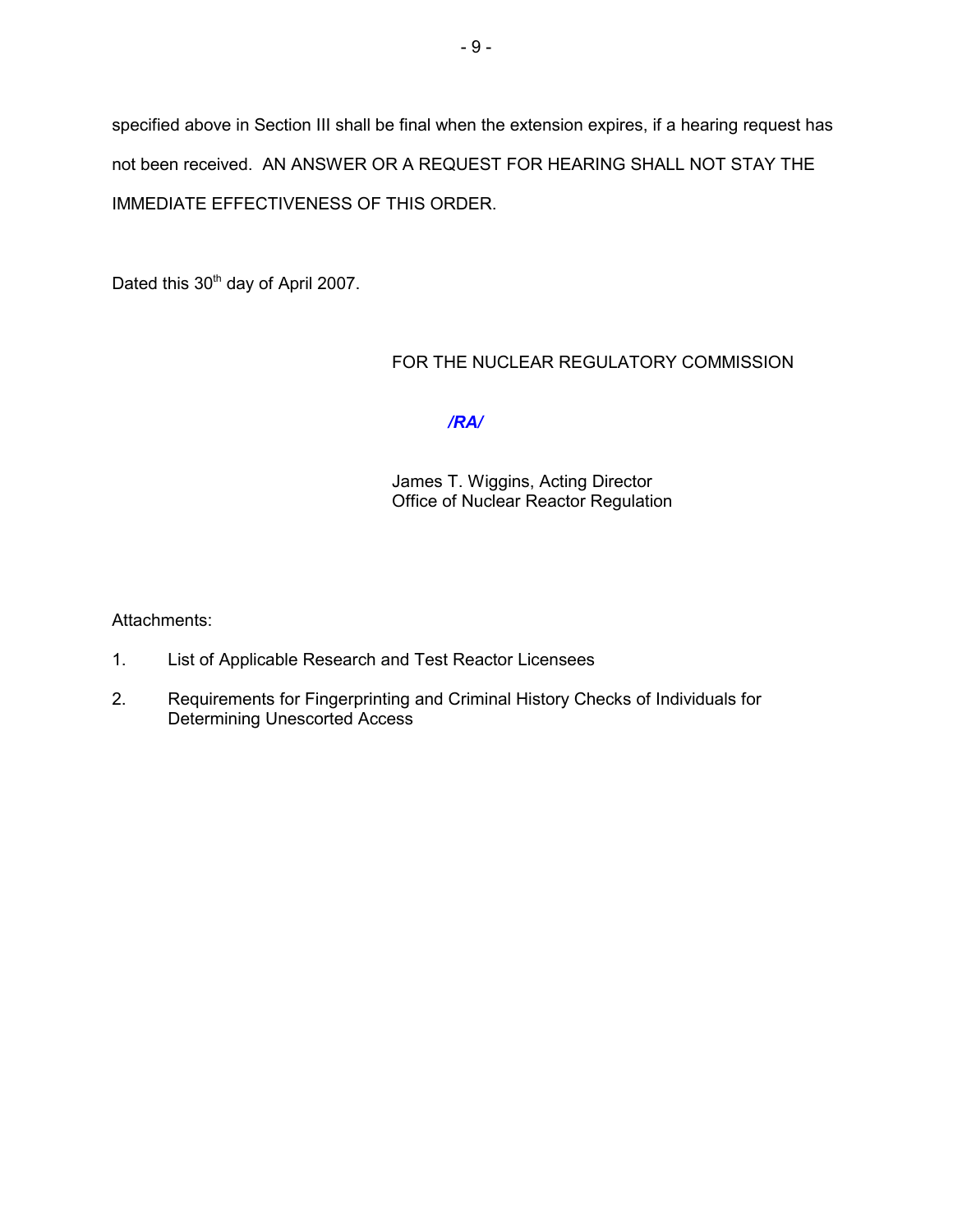specified above in Section III shall be final when the extension expires, if a hearing request has not been received. AN ANSWER OR A REQUEST FOR HEARING SHALL NOT STAY THE IMMEDIATE EFFECTIVENESS OF THIS ORDER.

Dated this 30th day of April 2007.

FOR THE NUCLEAR REGULATORY COMMISSION

*/RA/*

James T. Wiggins, Acting Director
Office of Nuclear Reactor Regulation

Attachments:

1. List of Applicable Research and Test Reactor Licensees
2. Requirements for Fingerprinting and Criminal History Checks of Individuals for Determining Unescorted Access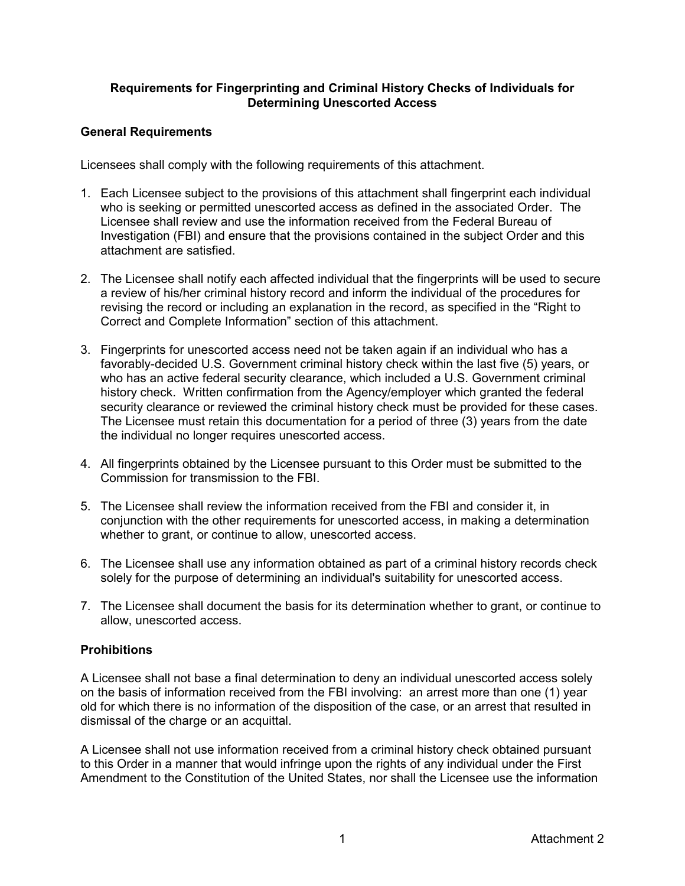**Requirements for Fingerprinting and Criminal History Checks of Individuals for Determining Unescorted Access**

**General Requirements**

Licensees shall comply with the following requirements of this attachment.

1. Each Licensee subject to the provisions of this attachment shall fingerprint each individual who is seeking or permitted unescorted access as defined in the associated Order. The Licensee shall review and use the information received from the Federal Bureau of Investigation (FBI) and ensure that the provisions contained in the subject Order and this attachment are satisfied.

2. The Licensee shall notify each affected individual that the fingerprints will be used to secure a review of his/her criminal history record and inform the individual of the procedures for revising the record or including an explanation in the record, as specified in the "Right to Correct and Complete Information" section of this attachment.

3. Fingerprints for unescorted access need not be taken again if an individual who has a favorably-decided U.S. Government criminal history check within the last five (5) years, or who has an active federal security clearance, which included a U.S. Government criminal history check. Written confirmation from the Agency/employer which granted the federal security clearance or reviewed the criminal history check must be provided for these cases. The Licensee must retain this documentation for a period of three (3) years from the date the individual no longer requires unescorted access.

4. All fingerprints obtained by the Licensee pursuant to this Order must be submitted to the Commission for transmission to the FBI.

5. The Licensee shall review the information received from the FBI and consider it, in conjunction with the other requirements for unescorted access, in making a determination whether to grant, or continue to allow, unescorted access.

6. The Licensee shall use any information obtained as part of a criminal history records check solely for the purpose of determining an individual's suitability for unescorted access.

7. The Licensee shall document the basis for its determination whether to grant, or continue to allow, unescorted access.

**Prohibitions**

A Licensee shall not base a final determination to deny an individual unescorted access solely on the basis of information received from the FBI involving: an arrest more than one (1) year old for which there is no information of the disposition of the case, or an arrest that resulted in dismissal of the charge or an acquittal.

A Licensee shall not use information received from a criminal history check obtained pursuant to this Order in a manner that would infringe upon the rights of any individual under the First Amendment to the Constitution of the United States, nor shall the Licensee use the information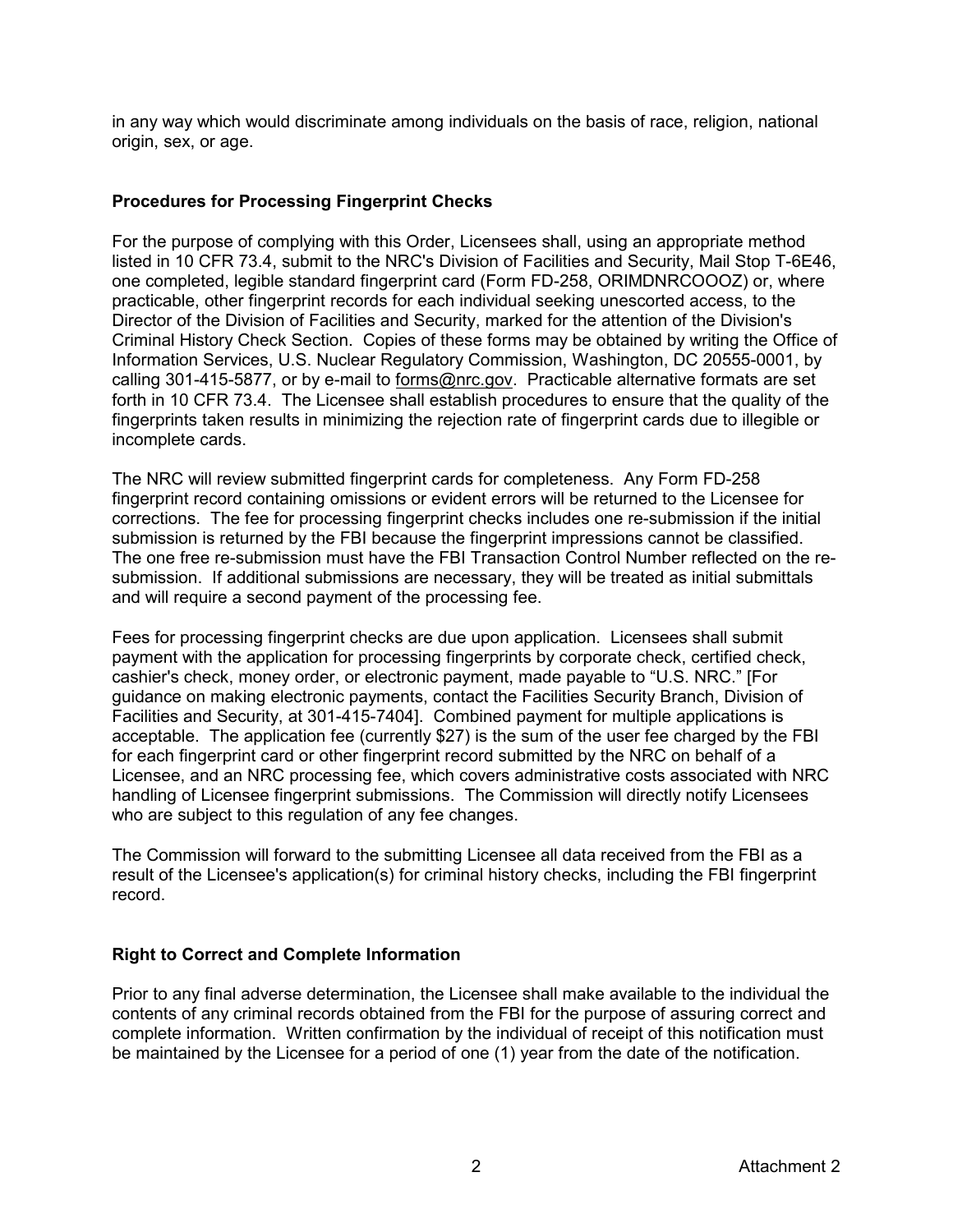in any way which would discriminate among individuals on the basis of race, religion, national origin, sex, or age.

## Procedures for Processing Fingerprint Checks

For the purpose of complying with this Order, Licensees shall, using an appropriate method listed in 10 CFR 73.4, submit to the NRC's Division of Facilities and Security, Mail Stop T-6E46, one completed, legible standard fingerprint card (Form FD-258, ORIMDNRCOOOZ) or, where practicable, other fingerprint records for each individual seeking unescorted access, to the Director of the Division of Facilities and Security, marked for the attention of the Division's Criminal History Check Section. Copies of these forms may be obtained by writing the Office of Information Services, U.S. Nuclear Regulatory Commission, Washington, DC 20555-0001, by calling 301-415-5877, or by e-mail to forms@nrc.gov. Practicable alternative formats are set forth in 10 CFR 73.4. The Licensee shall establish procedures to ensure that the quality of the fingerprints taken results in minimizing the rejection rate of fingerprint cards due to illegible or incomplete cards.

The NRC will review submitted fingerprint cards for completeness. Any Form FD-258 fingerprint record containing omissions or evident errors will be returned to the Licensee for corrections. The fee for processing fingerprint checks includes one re-submission if the initial submission is returned by the FBI because the fingerprint impressions cannot be classified. The one free re-submission must have the FBI Transaction Control Number reflected on the re-submission. If additional submissions are necessary, they will be treated as initial submittals and will require a second payment of the processing fee.

Fees for processing fingerprint checks are due upon application. Licensees shall submit payment with the application for processing fingerprints by corporate check, certified check, cashier's check, money order, or electronic payment, made payable to "U.S. NRC." [For guidance on making electronic payments, contact the Facilities Security Branch, Division of Facilities and Security, at 301-415-7404]. Combined payment for multiple applications is acceptable. The application fee (currently $27) is the sum of the user fee charged by the FBI for each fingerprint card or other fingerprint record submitted by the NRC on behalf of a Licensee, and an NRC processing fee, which covers administrative costs associated with NRC handling of Licensee fingerprint submissions. The Commission will directly notify Licensees who are subject to this regulation of any fee changes.

The Commission will forward to the submitting Licensee all data received from the FBI as a result of the Licensee's application(s) for criminal history checks, including the FBI fingerprint record.

## Right to Correct and Complete Information

Prior to any final adverse determination, the Licensee shall make available to the individual the contents of any criminal records obtained from the FBI for the purpose of assuring correct and complete information. Written confirmation by the individual of receipt of this notification must be maintained by the Licensee for a period of one (1) year from the date of the notification.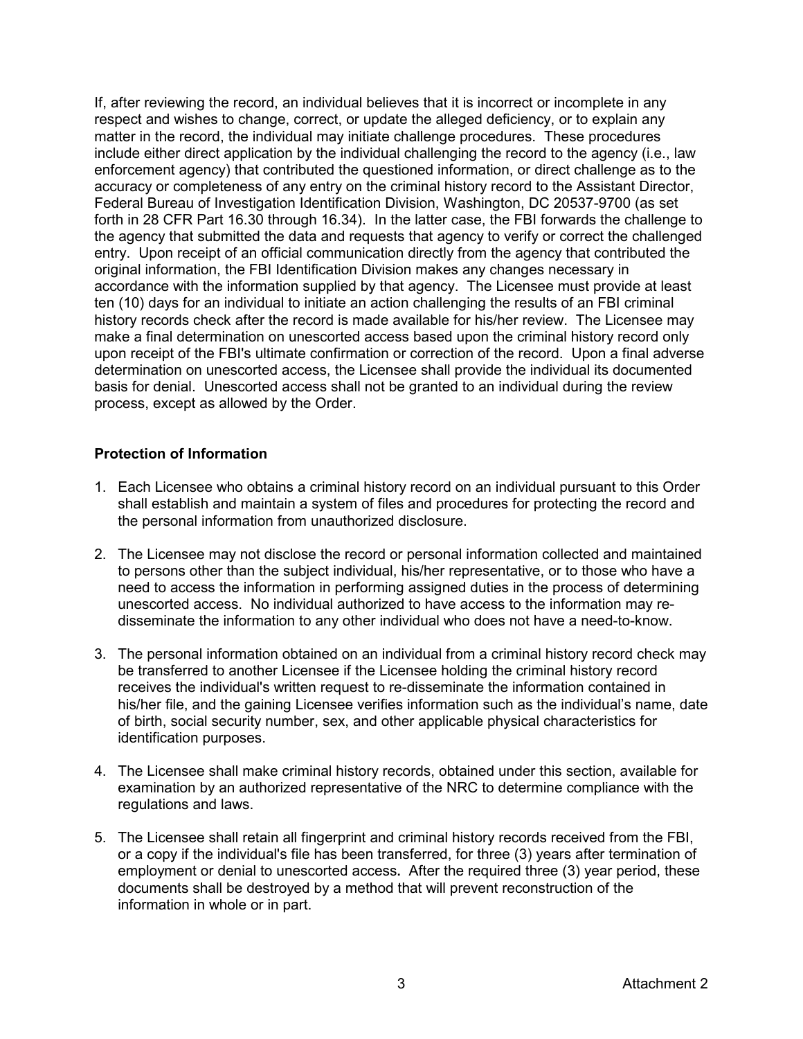If, after reviewing the record, an individual believes that it is incorrect or incomplete in any respect and wishes to change, correct, or update the alleged deficiency, or to explain any matter in the record, the individual may initiate challenge procedures. These procedures include either direct application by the individual challenging the record to the agency (i.e., law enforcement agency) that contributed the questioned information, or direct challenge as to the accuracy or completeness of any entry on the criminal history record to the Assistant Director, Federal Bureau of Investigation Identification Division, Washington, DC 20537-9700 (as set forth in 28 CFR Part 16.30 through 16.34). In the latter case, the FBI forwards the challenge to the agency that submitted the data and requests that agency to verify or correct the challenged entry. Upon receipt of an official communication directly from the agency that contributed the original information, the FBI Identification Division makes any changes necessary in accordance with the information supplied by that agency. The Licensee must provide at least ten (10) days for an individual to initiate an action challenging the results of an FBI criminal history records check after the record is made available for his/her review. The Licensee may make a final determination on unescorted access based upon the criminal history record only upon receipt of the FBI's ultimate confirmation or correction of the record. Upon a final adverse determination on unescorted access, the Licensee shall provide the individual its documented basis for denial. Unescorted access shall not be granted to an individual during the review process, except as allowed by the Order.

**Protection of Information**

1. Each Licensee who obtains a criminal history record on an individual pursuant to this Order shall establish and maintain a system of files and procedures for protecting the record and the personal information from unauthorized disclosure.

2. The Licensee may not disclose the record or personal information collected and maintained to persons other than the subject individual, his/her representative, or to those who have a need to access the information in performing assigned duties in the process of determining unescorted access. No individual authorized to have access to the information may re-disseminate the information to any other individual who does not have a need-to-know.

3. The personal information obtained on an individual from a criminal history record check may be transferred to another Licensee if the Licensee holding the criminal history record receives the individual's written request to re-disseminate the information contained in his/her file, and the gaining Licensee verifies information such as the individual's name, date of birth, social security number, sex, and other applicable physical characteristics for identification purposes.

4. The Licensee shall make criminal history records, obtained under this section, available for examination by an authorized representative of the NRC to determine compliance with the regulations and laws.

5. The Licensee shall retain all fingerprint and criminal history records received from the FBI, or a copy if the individual's file has been transferred, for three (3) years after termination of employment or denial to unescorted access. After the required three (3) year period, these documents shall be destroyed by a method that will prevent reconstruction of the information in whole or in part.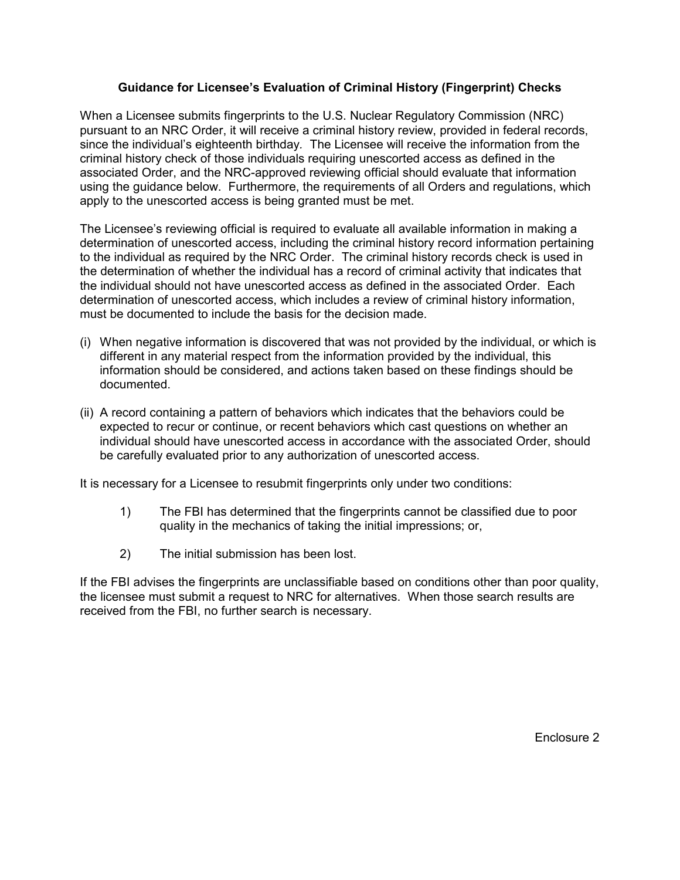# Guidance for Licensee's Evaluation of Criminal History (Fingerprint) Checks

When a Licensee submits fingerprints to the U.S. Nuclear Regulatory Commission (NRC) pursuant to an NRC Order, it will receive a criminal history review, provided in federal records, since the individual's eighteenth birthday. The Licensee will receive the information from the criminal history check of those individuals requiring unescorted access as defined in the associated Order, and the NRC-approved reviewing official should evaluate that information using the guidance below. Furthermore, the requirements of all Orders and regulations, which apply to the unescorted access is being granted must be met.

The Licensee's reviewing official is required to evaluate all available information in making a determination of unescorted access, including the criminal history record information pertaining to the individual as required by the NRC Order. The criminal history records check is used in the determination of whether the individual has a record of criminal activity that indicates that the individual should not have unescorted access as defined in the associated Order. Each determination of unescorted access, which includes a review of criminal history information, must be documented to include the basis for the decision made.

(i) When negative information is discovered that was not provided by the individual, or which is different in any material respect from the information provided by the individual, this information should be considered, and actions taken based on these findings should be documented.

(ii) A record containing a pattern of behaviors which indicates that the behaviors could be expected to recur or continue, or recent behaviors which cast questions on whether an individual should have unescorted access in accordance with the associated Order, should be carefully evaluated prior to any authorization of unescorted access.

It is necessary for a Licensee to resubmit fingerprints only under two conditions:

1) The FBI has determined that the fingerprints cannot be classified due to poor quality in the mechanics of taking the initial impressions; or,

2) The initial submission has been lost.

If the FBI advises the fingerprints are unclassifiable based on conditions other than poor quality, the licensee must submit a request to NRC for alternatives. When those search results are received from the FBI, no further search is necessary.

Enclosure 2